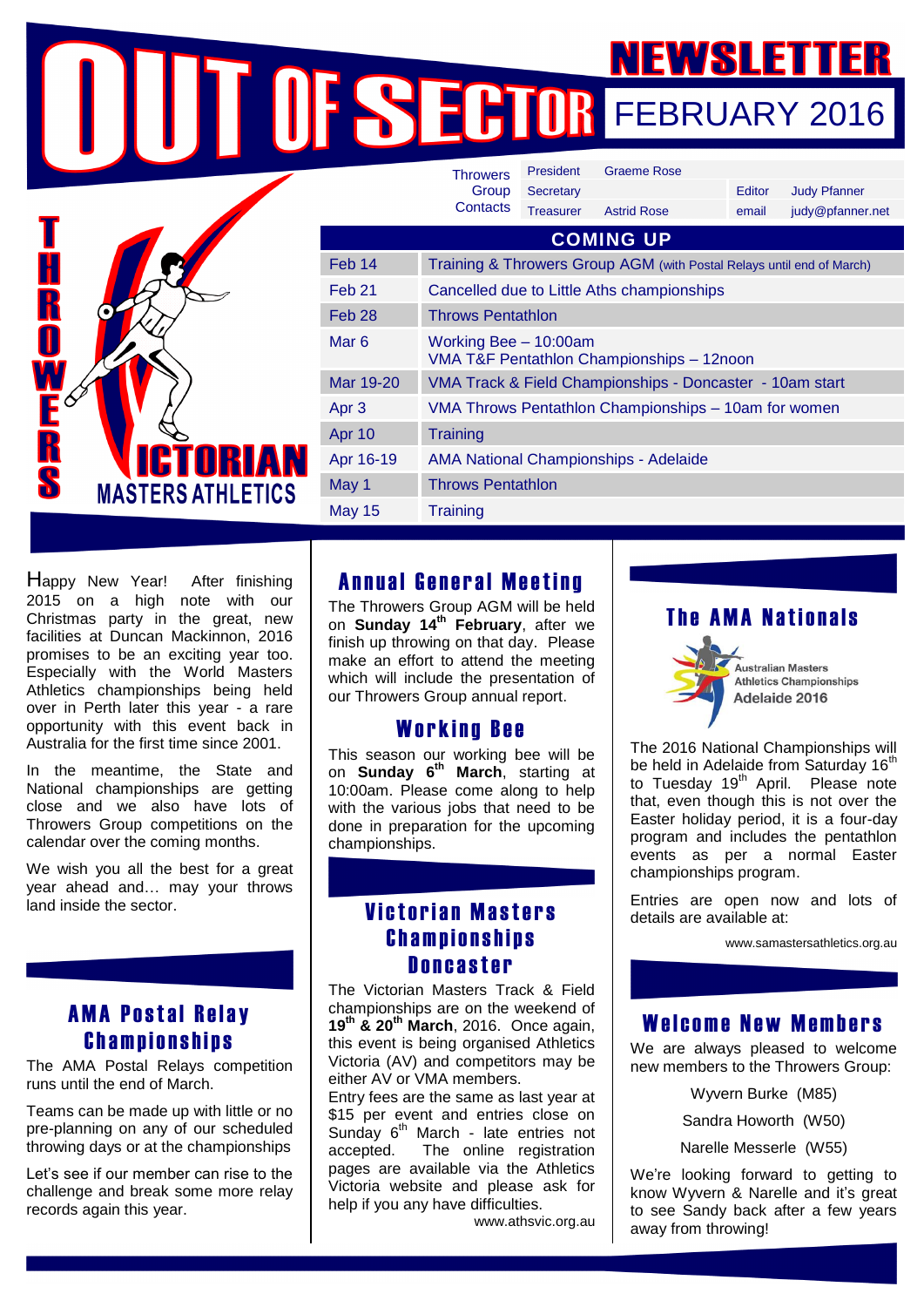# OUT OF SECTOR NEWSLETTER

## FEBRUARY 2016

THROWERS VICTORIAN MASTERS ATHLETICS

| Throwers Group Contacts | | | | |
|---|---|---|---|---|
| President | Graeme Rose | | | |
| Secretary | | | Editor | Judy Pfanner |
| Treasurer | Astrid Rose | | email | judy@pfanner.net |

| COMING UP | |
|---|---|
| Feb 14 | Training & Throwers Group AGM (with Postal Relays until end of March) |
| Feb 21 | Cancelled due to Little Aths championships |
| Feb 28 | Throws Pentathlon |
| Mar 6 | Working Bee – 10:00am<br>VMA T&F Pentathlon Championships – 12noon |
| Mar 19-20 | VMA Track & Field Championships - Doncaster - 10am start |
| Apr 3 | VMA Throws Pentathlon Championships – 10am for women |
| Apr 10 | Training |
| Apr 16-19 | AMA National Championships - Adelaide |
| May 1 | Throws Pentathlon |
| May 15 | Training |

Happy New Year! After finishing 2015 on a high note with our Christmas party in the great, new facilities at Duncan Mackinnon, 2016 promises to be an exciting year too. Especially with the World Masters Athletics championships being held over in Perth later this year - a rare opportunity with this event back in Australia for the first time since 2001.

In the meantime, the State and National championships are getting close and we also have lots of Throwers Group competitions on the calendar over the coming months.

We wish you all the best for a great year ahead and… may your throws land inside the sector.

## AMA Postal Relay Championships

The AMA Postal Relays competition runs until the end of March.

Teams can be made up with little or no pre-planning on any of our scheduled throwing days or at the championships

Let's see if our member can rise to the challenge and break some more relay records again this year.

## Annual General Meeting

The Throwers Group AGM will be held on **Sunday 14th February**, after we finish up throwing on that day. Please make an effort to attend the meeting which will include the presentation of our Throwers Group annual report.

## Working Bee

This season our working bee will be on **Sunday 6th March**, starting at 10:00am. Please come along to help with the various jobs that need to be done in preparation for the upcoming championships.

## Victorian Masters Championships Doncaster

The Victorian Masters Track & Field championships are on the weekend of **19th & 20th March**, 2016. Once again, this event is being organised Athletics Victoria (AV) and competitors may be either AV or VMA members.

Entry fees are the same as last year at $15 per event and entries close on Sunday 6th March - late entries not accepted. The online registration pages are available via the Athletics Victoria website and please ask for help if you any have difficulties.

www.athsvic.org.au

## The AMA Nationals

Australian Masters Athletics Championships Adelaide 2016

The 2016 National Championships will be held in Adelaide from Saturday 16th to Tuesday 19th April. Please note that, even though this is not over the Easter holiday period, it is a four-day program and includes the pentathlon events as per a normal Easter championships program.

Entries are open now and lots of details are available at:

www.samastersathletics.org.au

## Welcome New Members

We are always pleased to welcome new members to the Throwers Group:

Wyvern Burke (M85)

Sandra Howorth (W50)

Narelle Messerle (W55)

We're looking forward to getting to know Wyvern & Narelle and it's great to see Sandy back after a few years away from throwing!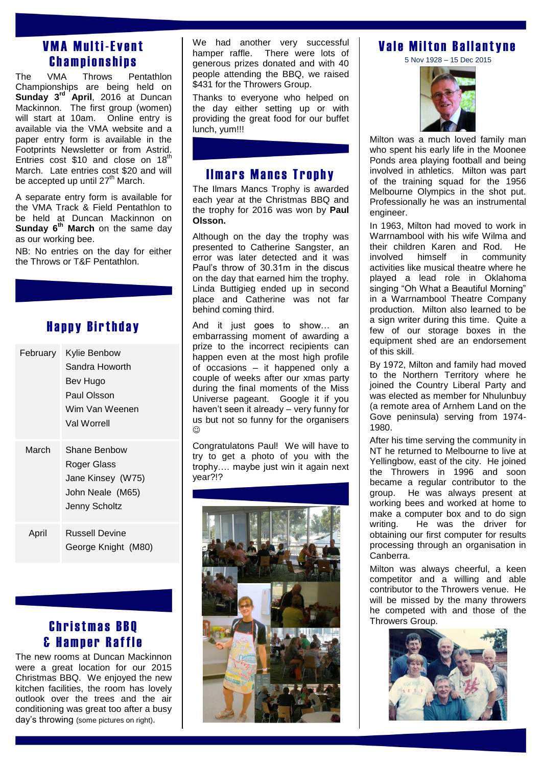## VMA Multi-Event Championships

The VMA Throws Pentathlon Championships are being held on **Sunday 3rd April**, 2016 at Duncan Mackinnon. The first group (women) will start at 10am. Online entry is available via the VMA website and a paper entry form is available in the Footprints Newsletter or from Astrid. Entries cost $10 and close on 18th March. Late entries cost $20 and will be accepted up until 27th March.

A separate entry form is available for the VMA Track & Field Pentathlon to be held at Duncan Mackinnon on **Sunday 6th March** on the same day as our working bee.

NB: No entries on the day for either the Throws or T&F Pentathlon.

## Happy Birthday

| | |
|---|---|
| February | Kylie Benbow<br>Sandra Howorth<br>Bev Hugo<br>Paul Olsson<br>Wim Van Weenen<br>Val Worrell |
| March | Shane Benbow<br>Roger Glass<br>Jane Kinsey (W75)<br>John Neale (M65)<br>Jenny Scholtz |
| April | Russell Devine<br>George Knight (M80) |

## Christmas BBQ & Hamper Raffle

The new rooms at Duncan Mackinnon were a great location for our 2015 Christmas BBQ. We enjoyed the new kitchen facilities, the room has lovely outlook over the trees and the air conditioning was great too after a busy day's throwing (some pictures on right).

We had another very successful hamper raffle. There were lots of generous prizes donated and with 40 people attending the BBQ, we raised $431 for the Throwers Group.

Thanks to everyone who helped on the day either setting up or with providing the great food for our buffet lunch, yum!!!

## Ilmars Mancs Trophy

The Ilmars Mancs Trophy is awarded each year at the Christmas BBQ and the trophy for 2016 was won by **Paul Olsson.**

Although on the day the trophy was presented to Catherine Sangster, an error was later detected and it was Paul's throw of 30.31m in the discus on the day that earned him the trophy. Linda Buttigieg ended up in second place and Catherine was not far behind coming third.

And it just goes to show… an embarrassing moment of awarding a prize to the incorrect recipients can happen even at the most high profile of occasions – it happened only a couple of weeks after our xmas party during the final moments of the Miss Universe pageant. Google it if you haven't seen it already – very funny for us but not so funny for the organisers ☺

Congratulatons Paul! We will have to try to get a photo of you with the trophy…. maybe just win it again next year?!?

## Vale Milton Ballantyne

5 Nov 1928 – 15 Dec 2015

Milton was a much loved family man who spent his early life in the Moonee Ponds area playing football and being involved in athletics. Milton was part of the training squad for the 1956 Melbourne Olympics in the shot put. Professionally he was an instrumental engineer.

In 1963, Milton had moved to work in Warrnambool with his wife Wilma and their children Karen and Rod. He involved himself in community activities like musical theatre where he played a lead role in Oklahoma singing "Oh What a Beautiful Morning" in a Warrnambool Theatre Company production. Milton also learned to be a sign writer during this time. Quite a few of our storage boxes in the equipment shed are an endorsement of this skill.

By 1972, Milton and family had moved to the Northern Territory where he joined the Country Liberal Party and was elected as member for Nhulunbuy (a remote area of Arnhem Land on the Gove peninsula) serving from 1974-1980.

After his time serving the community in NT he returned to Melbourne to live at Yellingbow, east of the city. He joined the Throwers in 1996 and soon became a regular contributor to the group. He was always present at working bees and worked at home to make a computer box and to do sign writing. He was the driver for obtaining our first computer for results processing through an organisation in Canberra.

Milton was always cheerful, a keen competitor and a willing and able contributor to the Throwers venue. He will be missed by the many throwers he competed with and those of the Throwers Group.